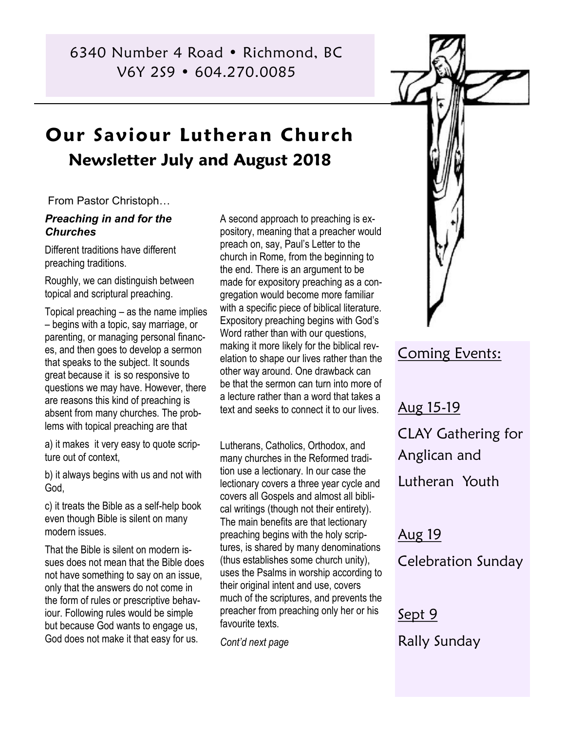6340 Number 4 Road • Richmond, BC
V6Y 2S9 • 604.270.0085

# Our Saviour Lutheran Church

## Newsletter July and August 2018

From Pastor Christoph…

***Preaching in and for the Churches***

Different traditions have different preaching traditions.

Roughly, we can distinguish between topical and scriptural preaching.

Topical preaching – as the name implies – begins with a topic, say marriage, or parenting, or managing personal finances, and then goes to develop a sermon that speaks to the subject. It sounds great because it is so responsive to questions we may have. However, there are reasons this kind of preaching is absent from many churches. The problems with topical preaching are that

a) it makes it very easy to quote scripture out of context,

b) it always begins with us and not with God,

c) it treats the Bible as a self-help book even though Bible is silent on many modern issues.

That the Bible is silent on modern issues does not mean that the Bible does not have something to say on an issue, only that the answers do not come in the form of rules or prescriptive behaviour. Following rules would be simple but because God wants to engage us, God does not make it that easy for us.

A second approach to preaching is expository, meaning that a preacher would preach on, say, Paul's Letter to the church in Rome, from the beginning to the end. There is an argument to be made for expository preaching as a congregation would become more familiar with a specific piece of biblical literature. Expository preaching begins with God's Word rather than with our questions, making it more likely for the biblical revelation to shape our lives rather than the other way around. One drawback can be that the sermon can turn into more of a lecture rather than a word that takes a text and seeks to connect it to our lives.

Lutherans, Catholics, Orthodox, and many churches in the Reformed tradition use a lectionary. In our case the lectionary covers a three year cycle and covers all Gospels and almost all biblical writings (though not their entirety). The main benefits are that lectionary preaching begins with the holy scriptures, is shared by many denominations (thus establishes some church unity), uses the Psalms in worship according to their original intent and use, covers much of the scriptures, and prevents the preacher from preaching only her or his favourite texts.

*Cont'd next page*

## Coming Events:

Aug 15-19

CLAY Gathering for Anglican and Lutheran Youth

Aug 19

Celebration Sunday

Sept 9

Rally Sunday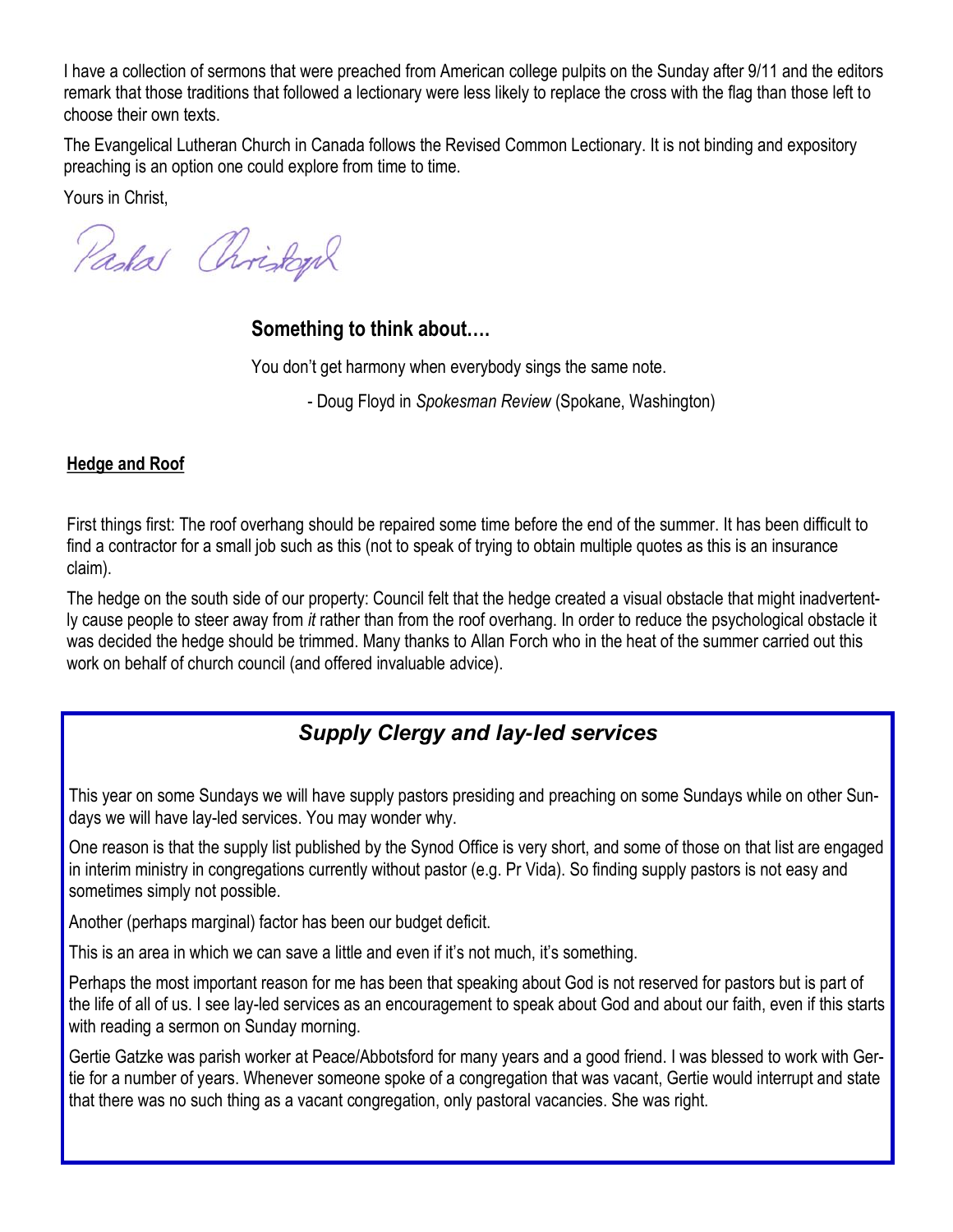I have a collection of sermons that were preached from American college pulpits on the Sunday after 9/11 and the editors remark that those traditions that followed a lectionary were less likely to replace the cross with the flag than those left to choose their own texts.

The Evangelical Lutheran Church in Canada follows the Revised Common Lectionary. It is not binding and expository preaching is an option one could explore from time to time.

Yours in Christ,

Pastor Christoph

## Something to think about….

You don't get harmony when everybody sings the same note.

- Doug Floyd in *Spokesman Review* (Spokane, Washington)

**Hedge and Roof**

First things first: The roof overhang should be repaired some time before the end of the summer. It has been difficult to find a contractor for a small job such as this (not to speak of trying to obtain multiple quotes as this is an insurance claim).

The hedge on the south side of our property: Council felt that the hedge created a visual obstacle that might inadvertently cause people to steer away from *it* rather than from the roof overhang. In order to reduce the psychological obstacle it was decided the hedge should be trimmed. Many thanks to Allan Forch who in the heat of the summer carried out this work on behalf of church council (and offered invaluable advice).

## *Supply Clergy and lay-led services*

This year on some Sundays we will have supply pastors presiding and preaching on some Sundays while on other Sundays we will have lay-led services. You may wonder why.

One reason is that the supply list published by the Synod Office is very short, and some of those on that list are engaged in interim ministry in congregations currently without pastor (e.g. Pr Vida). So finding supply pastors is not easy and sometimes simply not possible.

Another (perhaps marginal) factor has been our budget deficit.

This is an area in which we can save a little and even if it's not much, it's something.

Perhaps the most important reason for me has been that speaking about God is not reserved for pastors but is part of the life of all of us. I see lay-led services as an encouragement to speak about God and about our faith, even if this starts with reading a sermon on Sunday morning.

Gertie Gatzke was parish worker at Peace/Abbotsford for many years and a good friend. I was blessed to work with Gertie for a number of years. Whenever someone spoke of a congregation that was vacant, Gertie would interrupt and state that there was no such thing as a vacant congregation, only pastoral vacancies. She was right.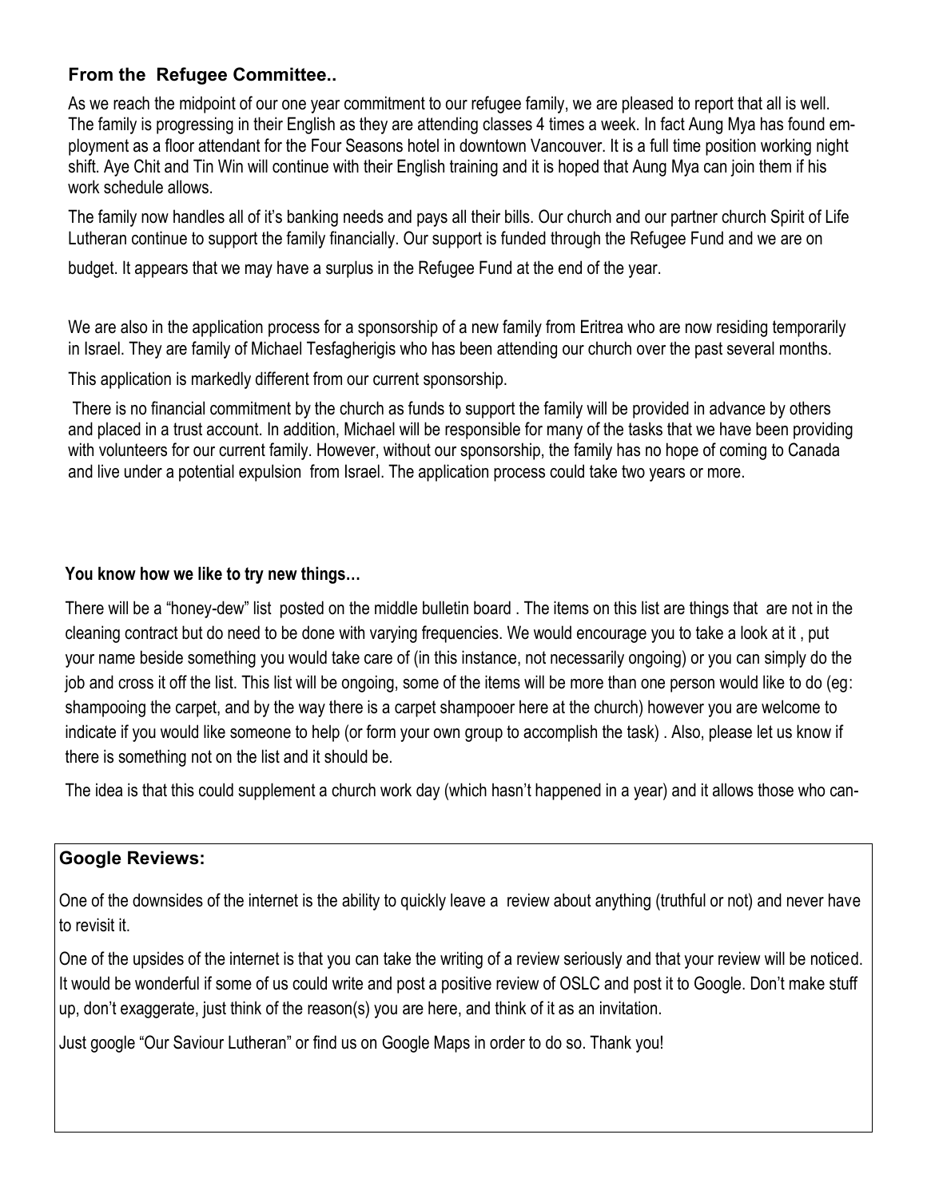### From the Refugee Committee..

As we reach the midpoint of our one year commitment to our refugee family, we are pleased to report that all is well. The family is progressing in their English as they are attending classes 4 times a week. In fact Aung Mya has found employment as a floor attendant for the Four Seasons hotel in downtown Vancouver. It is a full time position working night shift. Aye Chit and Tin Win will continue with their English training and it is hoped that Aung Mya can join them if his work schedule allows.

The family now handles all of it's banking needs and pays all their bills. Our church and our partner church Spirit of Life Lutheran continue to support the family financially. Our support is funded through the Refugee Fund and we are on budget. It appears that we may have a surplus in the Refugee Fund at the end of the year.

We are also in the application process for a sponsorship of a new family from Eritrea who are now residing temporarily in Israel. They are family of Michael Tesfagherigis who has been attending our church over the past several months.

This application is markedly different from our current sponsorship.

There is no financial commitment by the church as funds to support the family will be provided in advance by others and placed in a trust account. In addition, Michael will be responsible for many of the tasks that we have been providing with volunteers for our current family. However, without our sponsorship, the family has no hope of coming to Canada and live under a potential expulsion from Israel. The application process could take two years or more.

### You know how we like to try new things…

There will be a "honey-dew" list posted on the middle bulletin board . The items on this list are things that are not in the cleaning contract but do need to be done with varying frequencies. We would encourage you to take a look at it , put your name beside something you would take care of (in this instance, not necessarily ongoing) or you can simply do the job and cross it off the list. This list will be ongoing, some of the items will be more than one person would like to do (eg: shampooing the carpet, and by the way there is a carpet shampooer here at the church) however you are welcome to indicate if you would like someone to help (or form your own group to accomplish the task) . Also, please let us know if there is something not on the list and it should be.

The idea is that this could supplement a church work day (which hasn't happened in a year) and it allows those who can-

### Google Reviews:

One of the downsides of the internet is the ability to quickly leave a review about anything (truthful or not) and never have to revisit it.

One of the upsides of the internet is that you can take the writing of a review seriously and that your review will be noticed. It would be wonderful if some of us could write and post a positive review of OSLC and post it to Google. Don't make stuff up, don't exaggerate, just think of the reason(s) you are here, and think of it as an invitation.

Just google "Our Saviour Lutheran" or find us on Google Maps in order to do so. Thank you!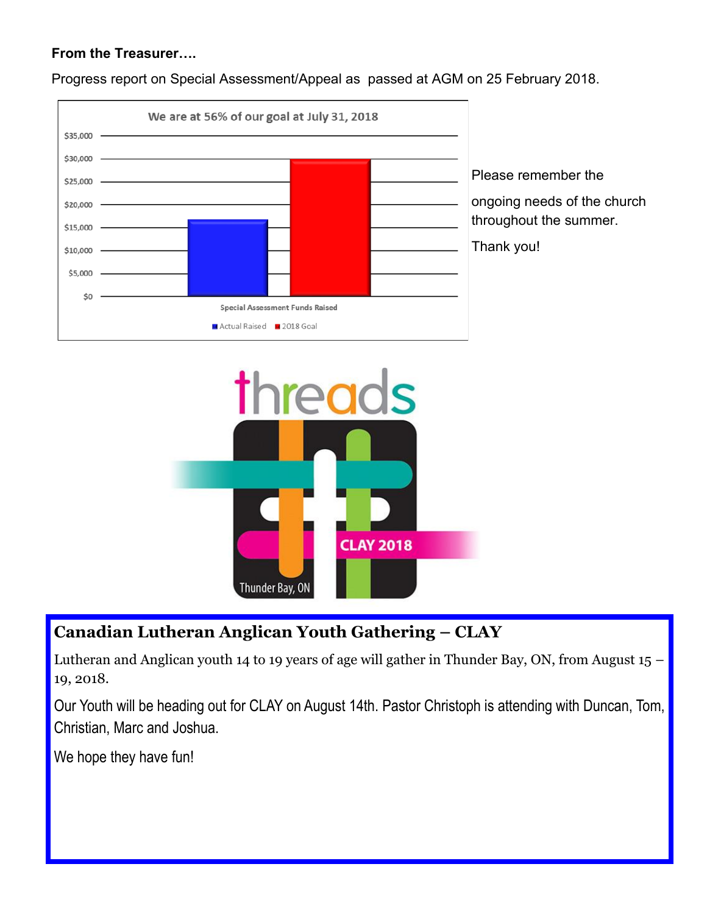**From the Treasurer….**

Progress report on Special Assessment/Appeal as passed at AGM on 25 February 2018.

We are at 56% of our goal at July 31, 2018

Please remember the ongoing needs of the church throughout the summer.

Thank you!

## Canadian Lutheran Anglican Youth Gathering – CLAY

Lutheran and Anglican youth 14 to 19 years of age will gather in Thunder Bay, ON, from August 15 – 19, 2018.

Our Youth will be heading out for CLAY on August 14th. Pastor Christoph is attending with Duncan, Tom, Christian, Marc and Joshua.

We hope they have fun!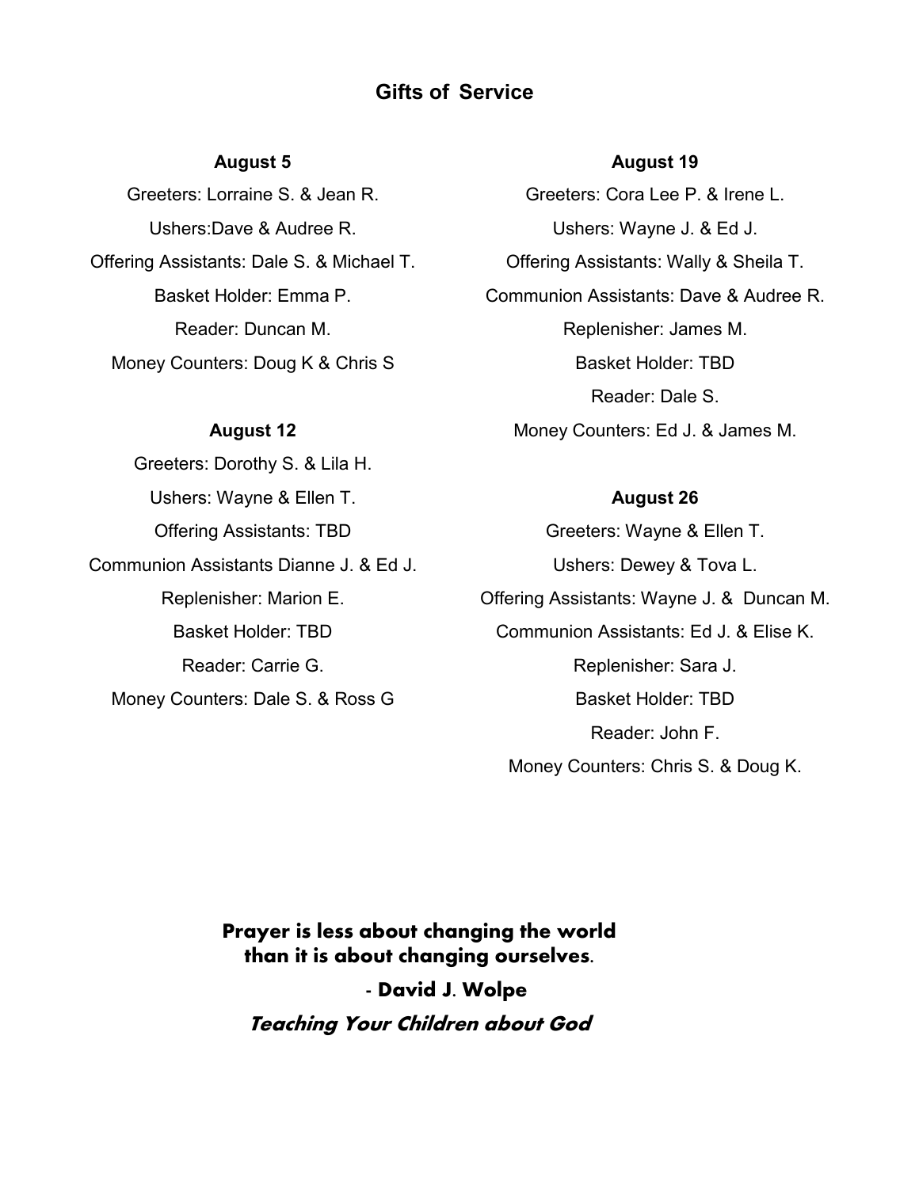## Gifts of Service

**August 5**

Greeters: Lorraine S. & Jean R.

Ushers:Dave & Audree R.

Offering Assistants: Dale S. & Michael T.

Basket Holder: Emma P.

Reader: Duncan M.

Money Counters: Doug K & Chris S

**August 12**

Greeters: Dorothy S. & Lila H.

Ushers: Wayne & Ellen T.

Offering Assistants: TBD

Communion Assistants Dianne J. & Ed J.

Replenisher: Marion E.

Basket Holder: TBD

Reader: Carrie G.

Money Counters: Dale S. & Ross G

**August 19**

Greeters: Cora Lee P. & Irene L.

Ushers: Wayne J. & Ed J.

Offering Assistants: Wally & Sheila T.

Communion Assistants: Dave & Audree R.

Replenisher: James M.

Basket Holder: TBD

Reader: Dale S.

Money Counters: Ed J. & James M.

**August 26**

Greeters: Wayne & Ellen T.

Ushers: Dewey & Tova L.

Offering Assistants: Wayne J. & Duncan M.

Communion Assistants: Ed J. & Elise K.

Replenisher: Sara J.

Basket Holder: TBD

Reader: John F.

Money Counters: Chris S. & Doug K.

**Prayer is less about changing the world than it is about changing ourselves.**

**- David J. Wolpe**

***Teaching Your Children about God***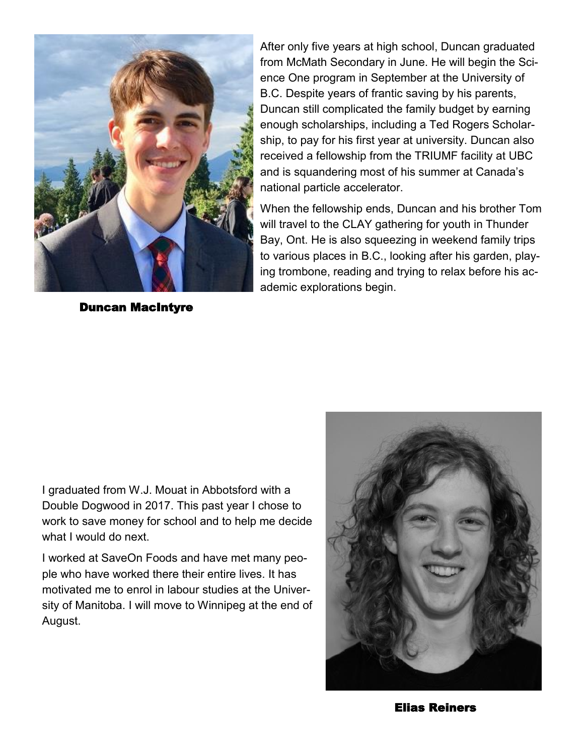After only five years at high school, Duncan graduated from McMath Secondary in June. He will begin the Science One program in September at the University of B.C. Despite years of frantic saving by his parents, Duncan still complicated the family budget by earning enough scholarships, including a Ted Rogers Scholarship, to pay for his first year at university. Duncan also received a fellowship from the TRIUMF facility at UBC and is squandering most of his summer at Canada's national particle accelerator.

When the fellowship ends, Duncan and his brother Tom will travel to the CLAY gathering for youth in Thunder Bay, Ont. He is also squeezing in weekend family trips to various places in B.C., looking after his garden, playing trombone, reading and trying to relax before his academic explorations begin.

**Duncan MacIntyre**

I graduated from W.J. Mouat in Abbotsford with a Double Dogwood in 2017. This past year I chose to work to save money for school and to help me decide what I would do next.

I worked at SaveOn Foods and have met many people who have worked there their entire lives. It has motivated me to enrol in labour studies at the University of Manitoba. I will move to Winnipeg at the end of August.

**Elias Reiners**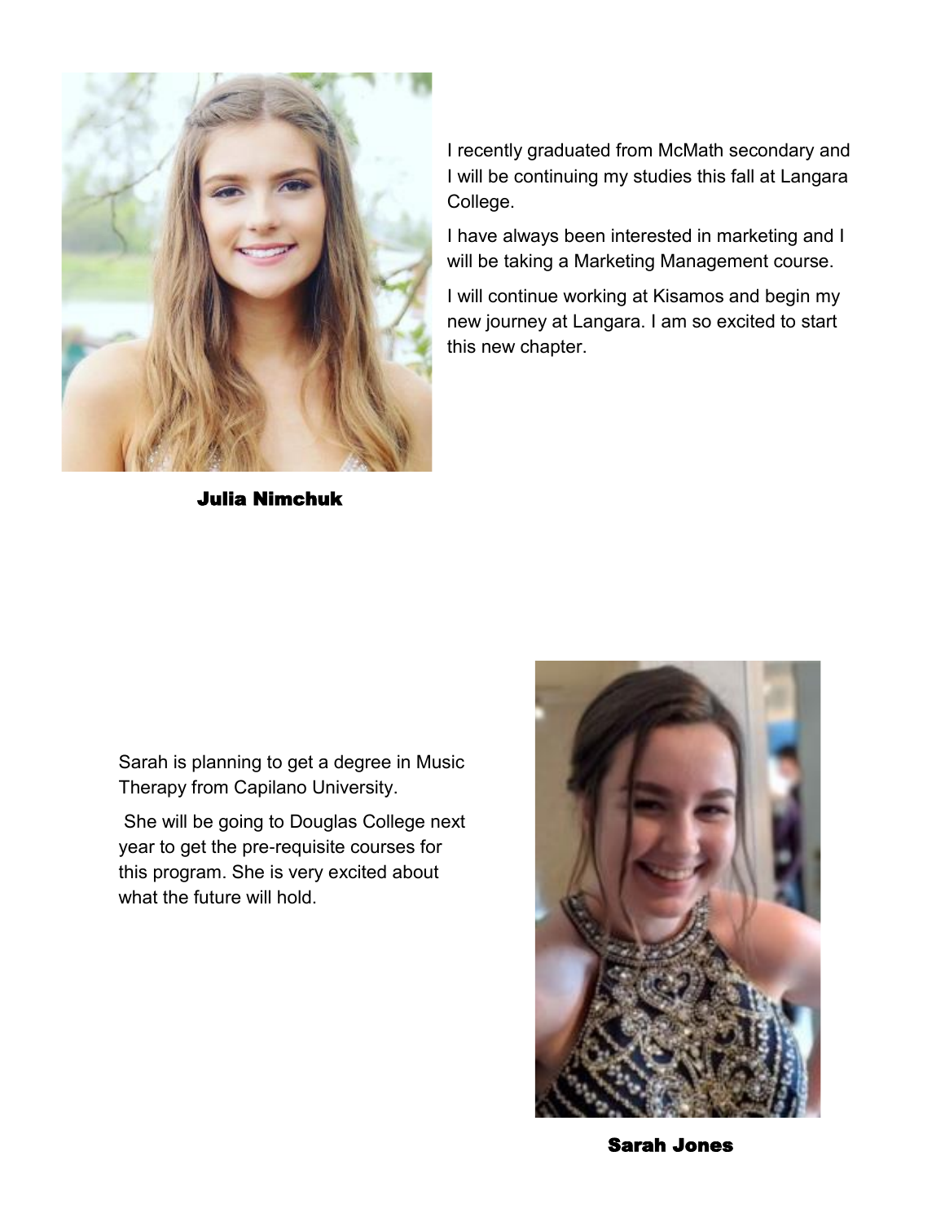I recently graduated from McMath secondary and I will be continuing my studies this fall at Langara College.

I have always been interested in marketing and I will be taking a Marketing Management course.

I will continue working at Kisamos and begin my new journey at Langara. I am so excited to start this new chapter.

**Julia Nimchuk**

Sarah is planning to get a degree in Music Therapy from Capilano University.

She will be going to Douglas College next year to get the pre-requisite courses for this program. She is very excited about what the future will hold.

**Sarah Jones**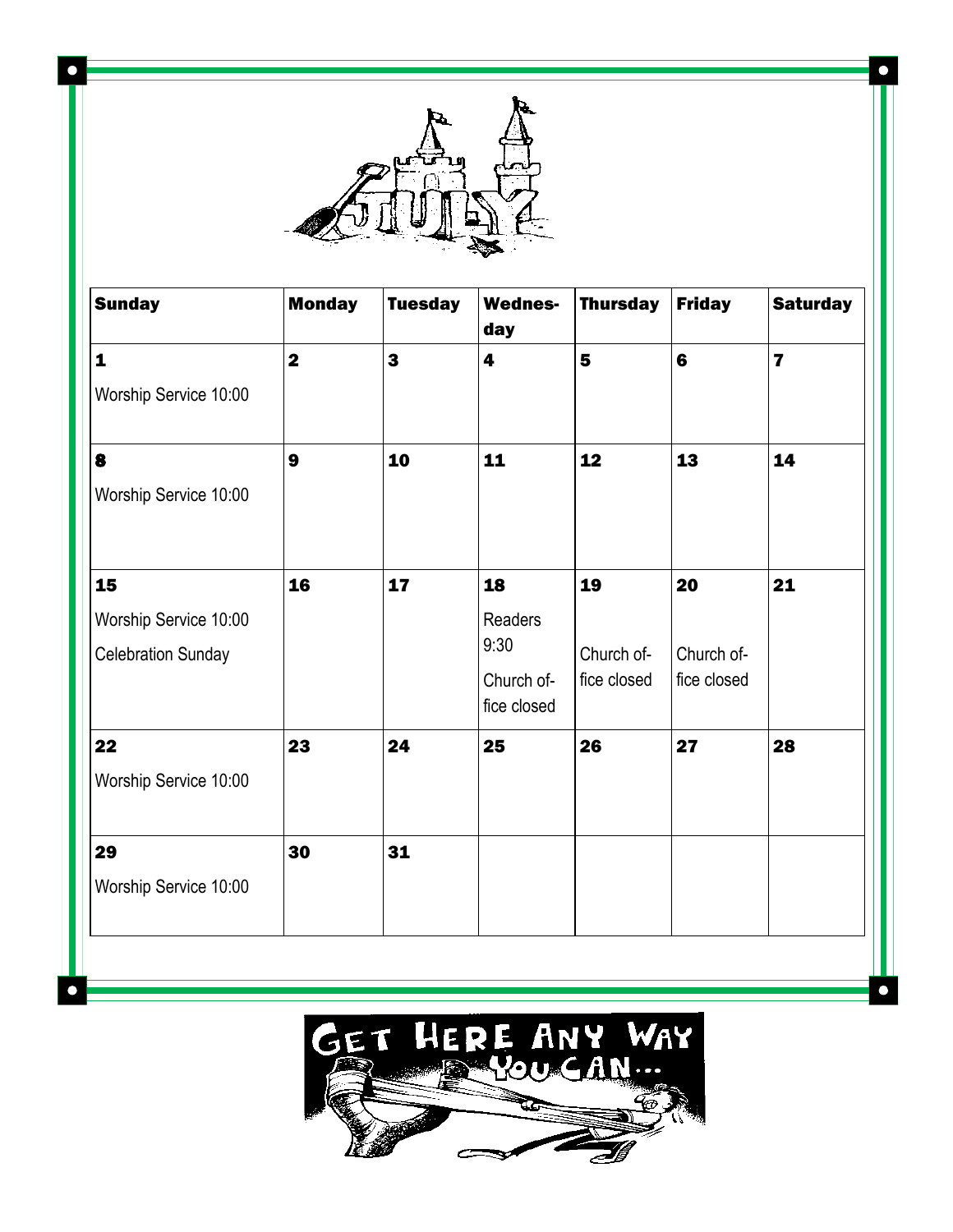# JULY

| Sunday | Monday | Tuesday | Wednes-day | Thursday | Friday | Saturday |
|---|---|---|---|---|---|---|
| **1** Worship Service 10:00 | **2** | **3** | **4** | **5** | **6** | **7** |
| **8** Worship Service 10:00 | **9** | **10** | **11** | **12** | **13** | **14** |
| **15** Worship Service 10:00 Celebration Sunday | **16** | **17** | **18** Readers 9:30 Church of-fice closed | **19** Church of-fice closed | **20** Church of-fice closed | **21** |
| **22** Worship Service 10:00 | **23** | **24** | **25** | **26** | **27** | **28** |
| **29** Worship Service 10:00 | **30** | **31** | | | | |

GET HERE ANY WAY YOU CAN...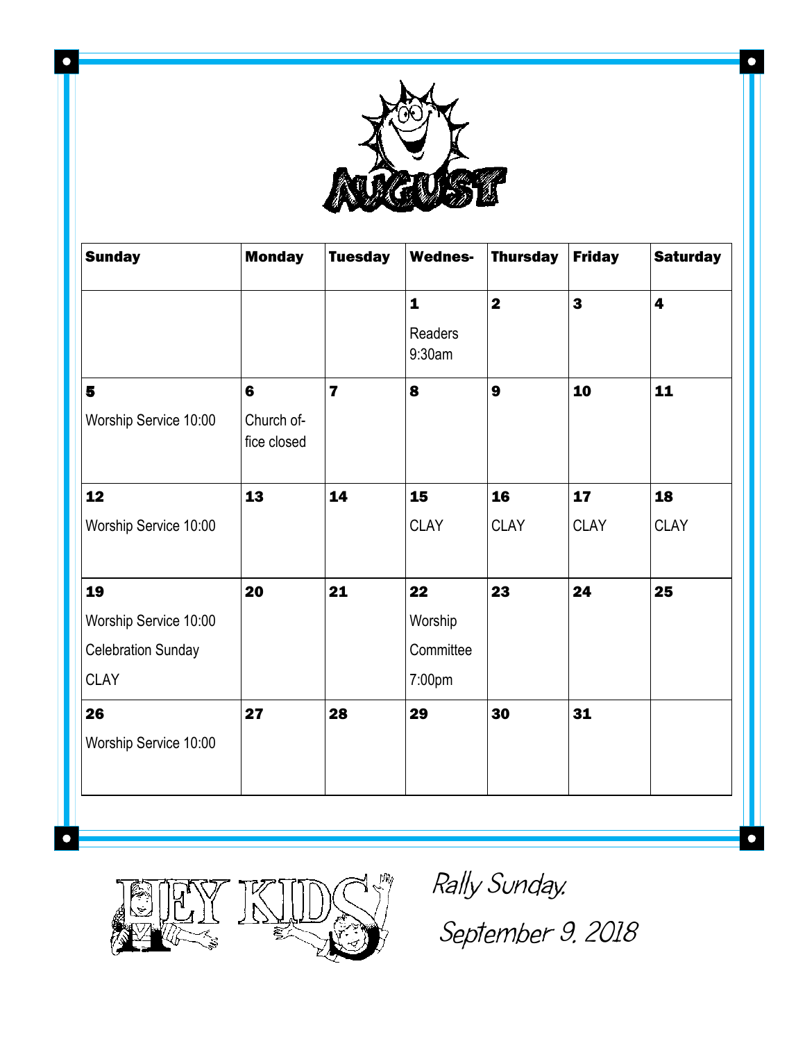# AUGUST

| Sunday | Monday | Tuesday | Wednes- | Thursday | Friday | Saturday |
|---|---|---|---|---|---|---|
| | | | **1** Readers 9:30am | **2** | **3** | **4** |
| **5** Worship Service 10:00 | **6** Church of-fice closed | **7** | **8** | **9** | **10** | **11** |
| **12** Worship Service 10:00 | **13** | **14** | **15** CLAY | **16** CLAY | **17** CLAY | **18** CLAY |
| **19** Worship Service 10:00 Celebration Sunday CLAY | **20** | **21** | **22** Worship Committee 7:00pm | **23** | **24** | **25** |
| **26** Worship Service 10:00 | **27** | **28** | **29** | **30** | **31** | |

HEY KIDS

Rally Sunday.

September 9, 2018